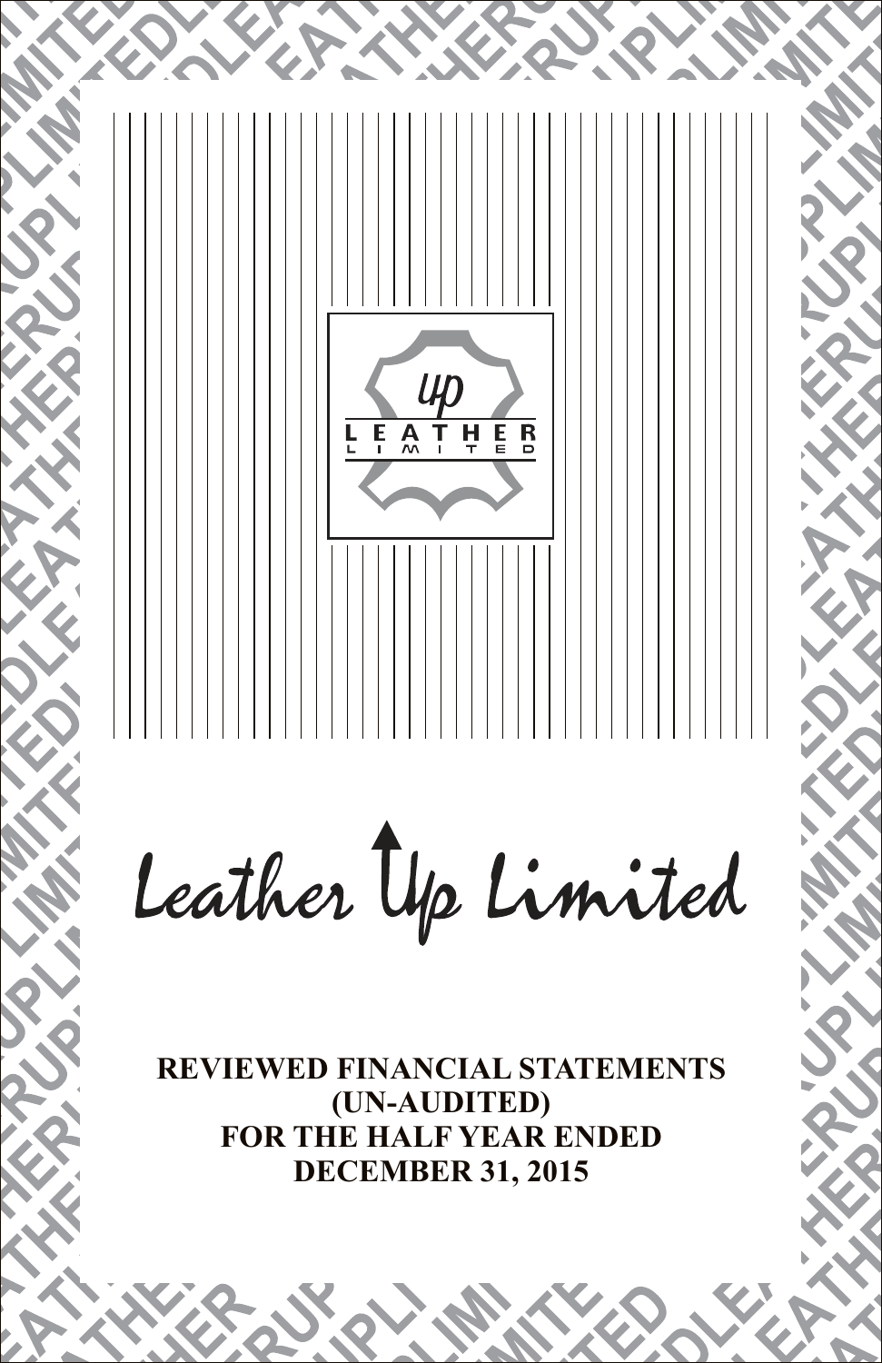# Leather Up Limited

**REVIEWED FINANCIAL STATEMENTS**
**(UN-AUDITED)**
**FOR THE HALF YEAR ENDED**
**DECEMBER 31, 2015**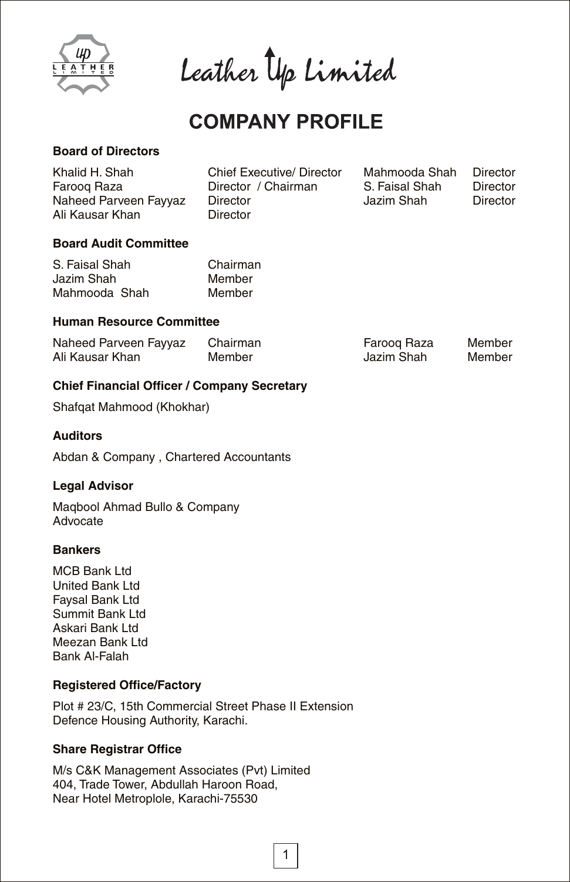# Leather Up Limited

## COMPANY PROFILE

### Board of Directors

| | | | |
|---|---|---|---|
| Khalid H. Shah | Chief Executive/ Director | Mahmooda Shah | Director |
| Farooq Raza | Director / Chairman | S. Faisal Shah | Director |
| Naheed Parveen Fayyaz | Director | Jazim Shah | Director |
| Ali Kausar Khan | Director | | |

### Board Audit Committee

| | |
|---|---|
| S. Faisal Shah | Chairman |
| Jazim Shah | Member |
| Mahmooda Shah | Member |

### Human Resource Committee

| | | | |
|---|---|---|---|
| Naheed Parveen Fayyaz | Chairman | Farooq Raza | Member |
| Ali Kausar Khan | Member | Jazim Shah | Member |

### Chief Financial Officer / Company Secretary

Shafqat Mahmood (Khokhar)

### Auditors

Abdan & Company , Chartered Accountants

### Legal Advisor

Maqbool Ahmad Bullo & Company
Advocate

### Bankers

MCB Bank Ltd
United Bank Ltd
Faysal Bank Ltd
Summit Bank Ltd
Askari Bank Ltd
Meezan Bank Ltd
Bank Al-Falah

### Registered Office/Factory

Plot # 23/C, 15th Commercial Street Phase II Extension
Defence Housing Authority, Karachi.

### Share Registrar Office

M/s C&K Management Associates (Pvt) Limited
404, Trade Tower, Abdullah Haroon Road,
Near Hotel Metroplole, Karachi-75530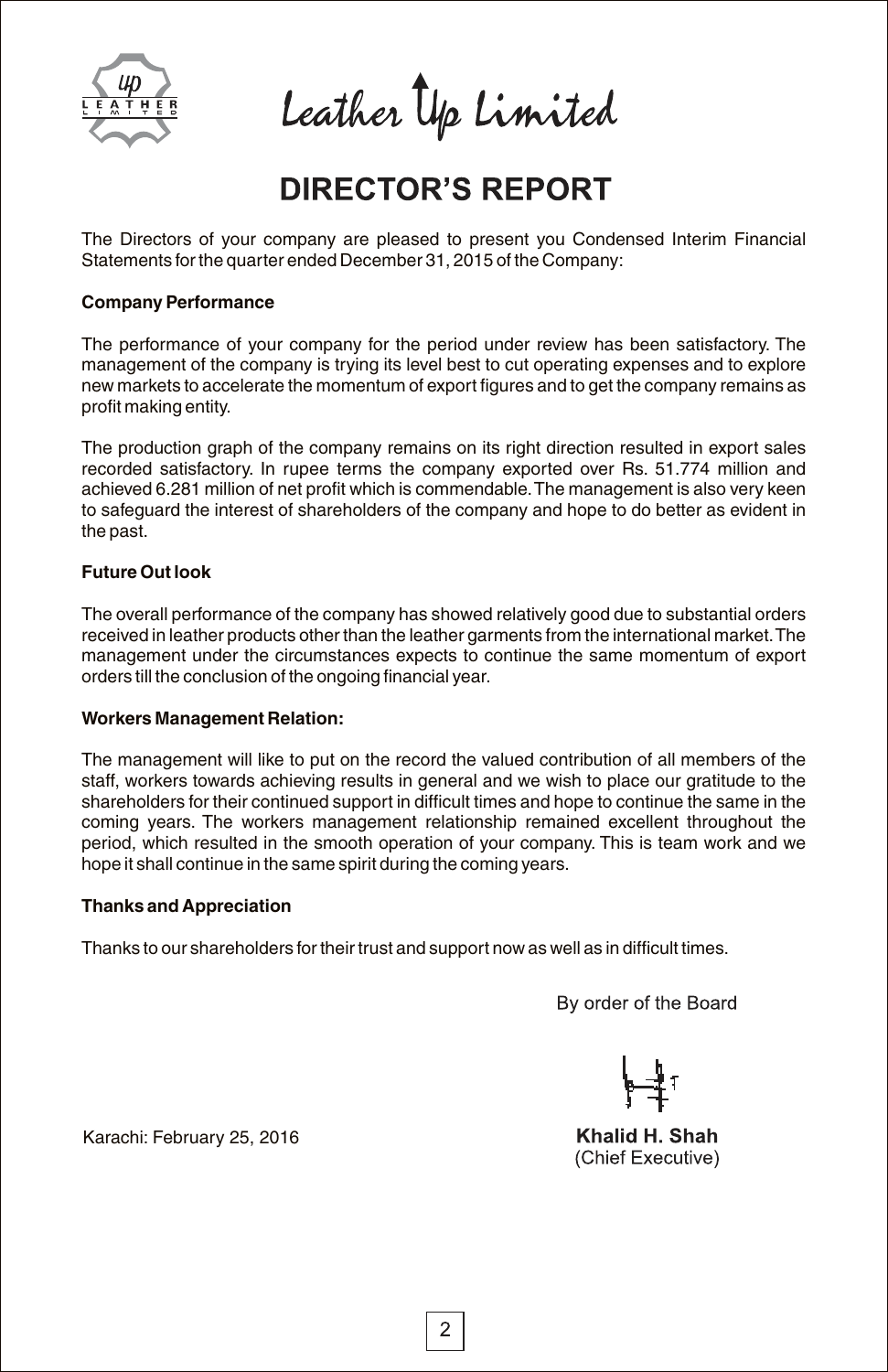# Leather Up Limited

## DIRECTOR'S REPORT

The Directors of your company are pleased to present you Condensed Interim Financial Statements for the quarter ended December 31, 2015 of the Company:

**Company Performance**

The performance of your company for the period under review has been satisfactory. The management of the company is trying its level best to cut operating expenses and to explore new markets to accelerate the momentum of export figures and to get the company remains as profit making entity.

The production graph of the company remains on its right direction resulted in export sales recorded satisfactory. In rupee terms the company exported over Rs. 51.774 million and achieved 6.281 million of net profit which is commendable. The management is also very keen to safeguard the interest of shareholders of the company and hope to do better as evident in the past.

**Future Out look**

The overall performance of the company has showed relatively good due to substantial orders received in leather products other than the leather garments from the international market. The management under the circumstances expects to continue the same momentum of export orders till the conclusion of the ongoing financial year.

**Workers Management Relation:**

The management will like to put on the record the valued contribution of all members of the staff, workers towards achieving results in general and we wish to place our gratitude to the shareholders for their continued support in difficult times and hope to continue the same in the coming years. The workers management relationship remained excellent throughout the period, which resulted in the smooth operation of your company. This is team work and we hope it shall continue in the same spirit during the coming years.

**Thanks and Appreciation**

Thanks to our shareholders for their trust and support now as well as in difficult times.

By order of the Board

Karachi: February 25, 2016

**Khalid H. Shah**
(Chief Executive)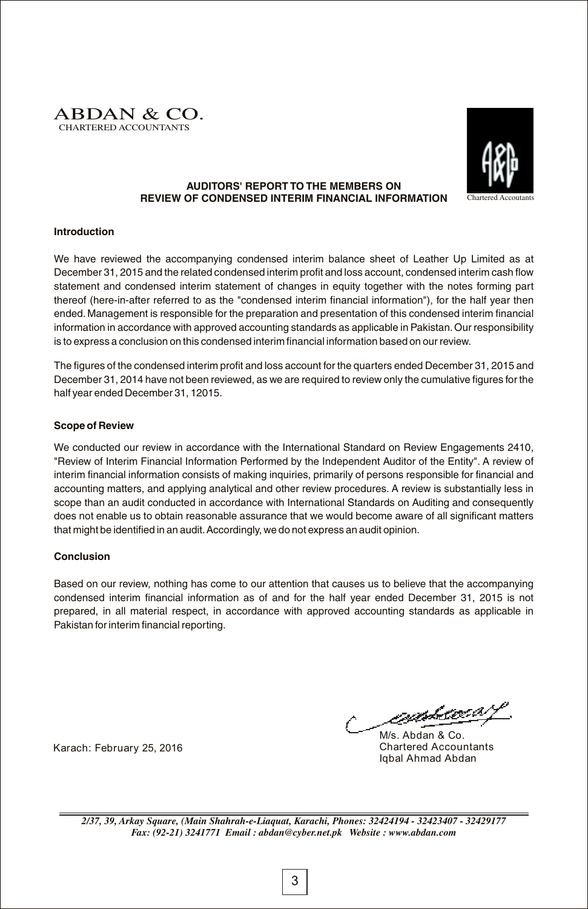**ABDAN & CO.**
CHARTERED ACCOUNTANTS

Chartered Accoutants

## AUDITORS' REPORT TO THE MEMBERS ON REVIEW OF CONDENSED INTERIM FINANCIAL INFORMATION

### Introduction

We have reviewed the accompanying condensed interim balance sheet of Leather Up Limited as at December 31, 2015 and the related condensed interim profit and loss account, condensed interim cash flow statement and condensed interim statement of changes in equity together with the notes forming part thereof (here-in-after referred to as the "condensed interim financial information"), for the half year then ended. Management is responsible for the preparation and presentation of this condensed interim financial information in accordance with approved accounting standards as applicable in Pakistan. Our responsibility is to express a conclusion on this condensed interim financial information based on our review.

The figures of the condensed interim profit and loss account for the quarters ended December 31, 2015 and December 31, 2014 have not been reviewed, as we are required to review only the cumulative figures for the half year ended December 31, 12015.

### Scope of Review

We conducted our review in accordance with the International Standard on Review Engagements 2410, "Review of Interim Financial Information Performed by the Independent Auditor of the Entity". A review of interim financial information consists of making inquiries, primarily of persons responsible for financial and accounting matters, and applying analytical and other review procedures. A review is substantially less in scope than an audit conducted in accordance with International Standards on Auditing and consequently does not enable us to obtain reasonable assurance that we would become aware of all significant matters that might be identified in an audit. Accordingly, we do not express an audit opinion.

### Conclusion

Based on our review, nothing has come to our attention that causes us to believe that the accompanying condensed interim financial information as of and for the half year ended December 31, 2015 is not prepared, in all material respect, in accordance with approved accounting standards as applicable in Pakistan for interim financial reporting.

Karach: February 25, 2016

M/s. Abdan & Co.
Chartered Accountants
Iqbal Ahmad Abdan

*2/37, 39, Arkay Square, (Main Shahrah-e-Liaquat, Karachi, Phones: 32424194 - 32423407 - 32429177*
*Fax: (92-21) 3241771 Email : abdan@cyber.net.pk Website : www.abdan.com*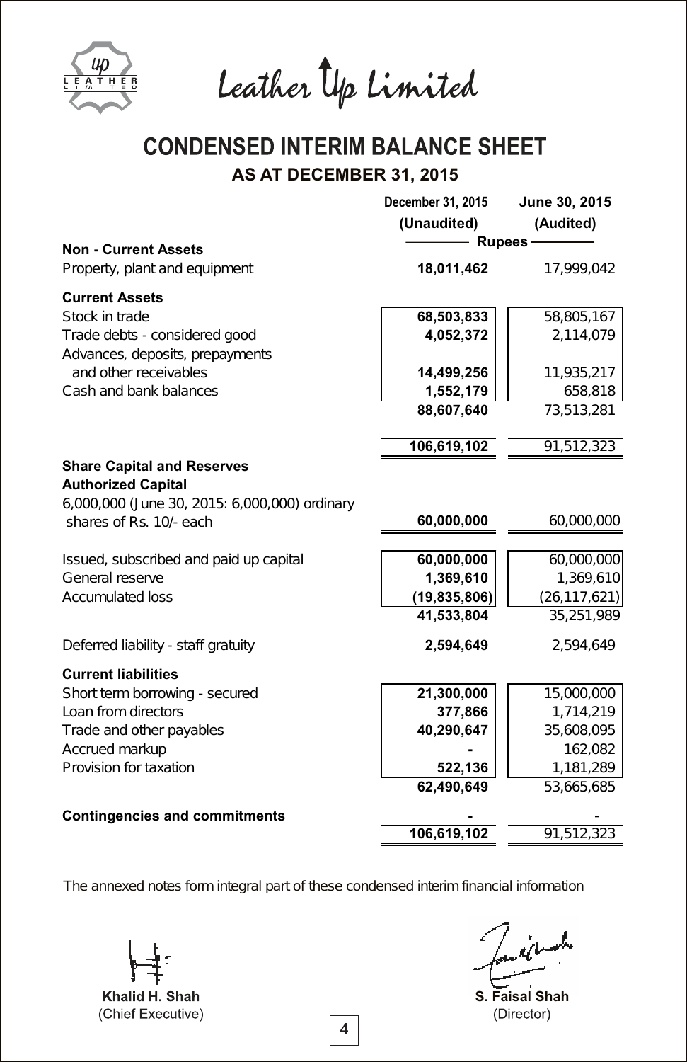# Leather Up Limited

## CONDENSED INTERIM BALANCE SHEET

### AS AT DECEMBER 31, 2015

| | December 31, 2015 (Unaudited) | June 30, 2015 (Audited) |
|---|---|---|
| | Rupees | |
| **Non - Current Assets** | | |
| Property, plant and equipment | **18,011,462** | 17,999,042 |
| **Current Assets** | | |
| Stock in trade | **68,503,833** | 58,805,167 |
| Trade debts - considered good | **4,052,372** | 2,114,079 |
| Advances, deposits, prepayments and other receivables | **14,499,256** | 11,935,217 |
| Cash and bank balances | **1,552,179** | 658,818 |
| | **88,607,640** | 73,513,281 |
| | **106,619,102** | 91,512,323 |
| **Share Capital and Reserves** | | |
| **Authorized Capital** | | |
| 6,000,000 (June 30, 2015: 6,000,000) ordinary shares of Rs. 10/- each | **60,000,000** | 60,000,000 |
| Issued, subscribed and paid up capital | **60,000,000** | 60,000,000 |
| General reserve | **1,369,610** | 1,369,610 |
| Accumulated loss | **(19,835,806)** | (26,117,621) |
| | **41,533,804** | 35,251,989 |
| Deferred liability - staff gratuity | **2,594,649** | 2,594,649 |
| **Current liabilities** | | |
| Short term borrowing - secured | **21,300,000** | 15,000,000 |
| Loan from directors | **377,866** | 1,714,219 |
| Trade and other payables | **40,290,647** | 35,608,095 |
| Accrued markup | **-** | 162,082 |
| Provision for taxation | **522,136** | 1,181,289 |
| | **62,490,649** | 53,665,685 |
| **Contingencies and commitments** | **-** | - |
| | **106,619,102** | 91,512,323 |

The annexed notes form integral part of these condensed interim financial information

**Khalid H. Shah**
(Chief Executive)

**S. Faisal Shah**
(Director)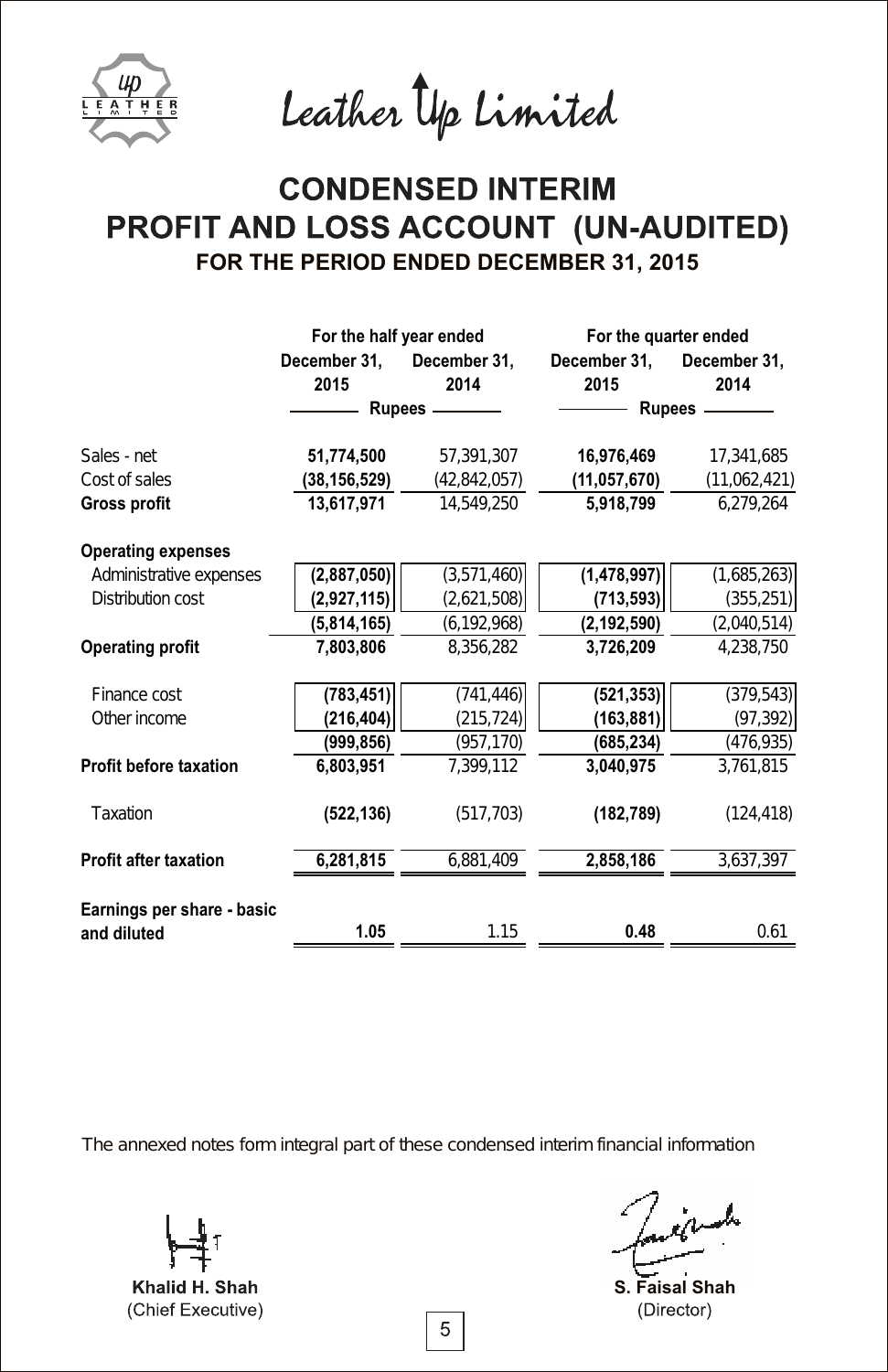Leather Up Limited

# CONDENSED INTERIM
# PROFIT AND LOSS ACCOUNT (UN-AUDITED)
## FOR THE PERIOD ENDED DECEMBER 31, 2015

| | For the half year ended | | For the quarter ended | |
|---|---|---|---|---|
| | December 31, 2015 | December 31, 2014 | December 31, 2015 | December 31, 2014 |
| | Rupees | | Rupees | |
| Sales - net | **51,774,500** | 57,391,307 | **16,976,469** | 17,341,685 |
| Cost of sales | **(38,156,529)** | (42,842,057) | **(11,057,670)** | (11,062,421) |
| **Gross profit** | **13,617,971** | 14,549,250 | **5,918,799** | 6,279,264 |
| **Operating expenses** | | | | |
| Administrative expenses | **(2,887,050)** | (3,571,460) | **(1,478,997)** | (1,685,263) |
| Distribution cost | **(2,927,115)** | (2,621,508) | **(713,593)** | (355,251) |
| | **(5,814,165)** | (6,192,968) | **(2,192,590)** | (2,040,514) |
| **Operating profit** | **7,803,806** | 8,356,282 | **3,726,209** | 4,238,750 |
| Finance cost | **(783,451)** | (741,446) | **(521,353)** | (379,543) |
| Other income | **(216,404)** | (215,724) | **(163,881)** | (97,392) |
| | **(999,856)** | (957,170) | **(685,234)** | (476,935) |
| **Profit before taxation** | **6,803,951** | 7,399,112 | **3,040,975** | 3,761,815 |
| Taxation | **(522,136)** | (517,703) | **(182,789)** | (124,418) |
| **Profit after taxation** | **6,281,815** | 6,881,409 | **2,858,186** | 3,637,397 |
| **Earnings per share - basic and diluted** | **1.05** | 1.15 | **0.48** | 0.61 |

The annexed notes form integral part of these condensed interim financial information

**Khalid H. Shah**
(Chief Executive)

**S. Faisal Shah**
(Director)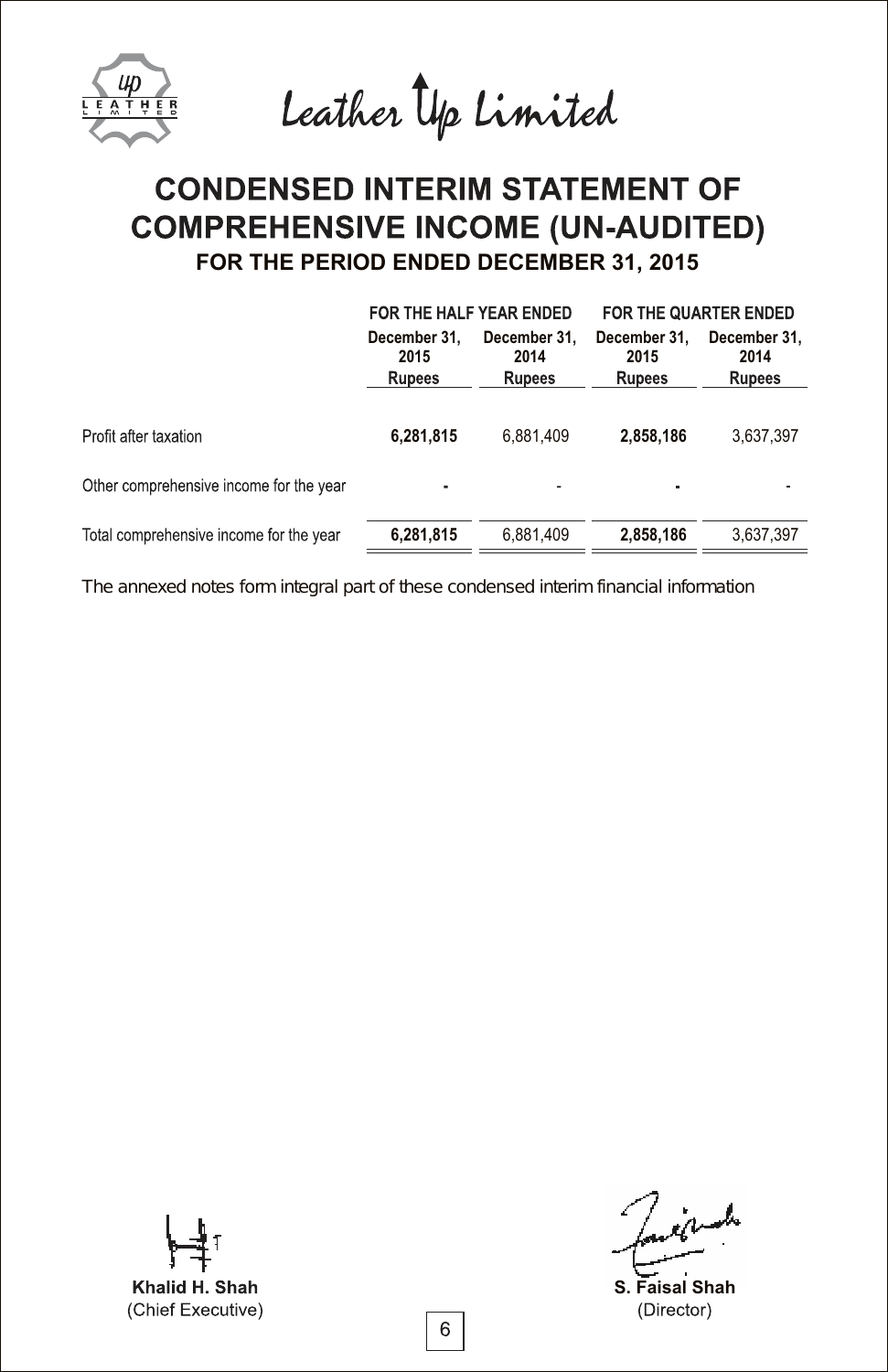Leather Up Limited

# CONDENSED INTERIM STATEMENT OF COMPREHENSIVE INCOME (UN-AUDITED)

## FOR THE PERIOD ENDED DECEMBER 31, 2015

| | FOR THE HALF YEAR ENDED | | FOR THE QUARTER ENDED | |
|---|---|---|---|---|
| | December 31, 2015 | December 31, 2014 | December 31, 2015 | December 31, 2014 |
| | Rupees | Rupees | Rupees | Rupees |
| Profit after taxation | **6,281,815** | 6,881,409 | **2,858,186** | 3,637,397 |
| Other comprehensive income for the year | **-** | - | **-** | - |
| Total comprehensive income for the year | **6,281,815** | 6,881,409 | **2,858,186** | 3,637,397 |

The annexed notes form integral part of these condensed interim financial information

**Khalid H. Shah**
(Chief Executive)

**S. Faisal Shah**
(Director)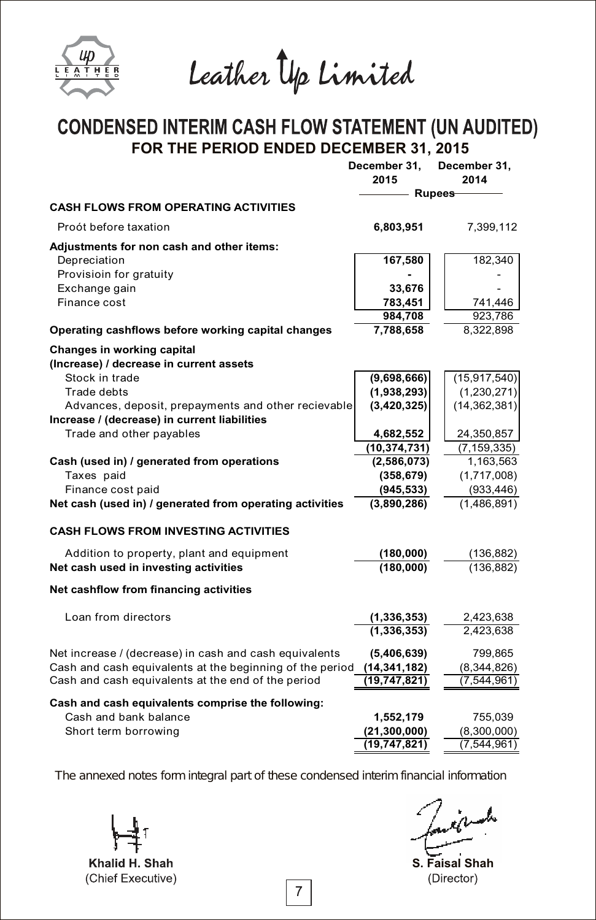# Leather Up Limited

## CONDENSED INTERIM CASH FLOW STATEMENT (UN AUDITED)
### FOR THE PERIOD ENDED DECEMBER 31, 2015

| | December 31, 2015 | December 31, 2014 |
|---|---|---|
| | Rupees | |
| **CASH FLOWS FROM OPERATING ACTIVITIES** | | |
| Proót before taxation | **6,803,951** | 7,399,112 |
| **Adjustments for non cash and other items:** | | |
| Depreciation | **167,580** | 182,340 |
| Provisioin for gratuity | **-** | - |
| Exchange gain | **33,676** | - |
| Finance cost | **783,451** | 741,446 |
| | **984,708** | 923,786 |
| **Operating cashflows before working capital changes** | **7,788,658** | 8,322,898 |
| **Changes in working capital** | | |
| **(Increase) / decrease in current assets** | | |
| Stock in trade | **(9,698,666)** | (15,917,540) |
| Trade debts | **(1,938,293)** | (1,230,271) |
| Advances, deposit, prepayments and other recievable | **(3,420,325)** | (14,362,381) |
| **Increase / (decrease) in current liabilities** | | |
| Trade and other payables | **4,682,552** | 24,350,857 |
| | **(10,374,731)** | (7,159,335) |
| **Cash (used in) / generated from operations** | **(2,586,073)** | 1,163,563 |
| Taxes paid | **(358,679)** | (1,717,008) |
| Finance cost paid | **(945,533)** | (933,446) |
| **Net cash (used in) / generated from operating activities** | **(3,890,286)** | (1,486,891) |
| **CASH FLOWS FROM INVESTING ACTIVITIES** | | |
| Addition to property, plant and equipment | **(180,000)** | (136,882) |
| **Net cash used in investing activities** | **(180,000)** | (136,882) |
| **Net cashflow from financing activities** | | |
| Loan from directors | **(1,336,353)** | 2,423,638 |
| | **(1,336,353)** | 2,423,638 |
| Net increase / (decrease) in cash and cash equivalents | **(5,406,639)** | 799,865 |
| Cash and cash equivalents at the beginning of the period | **(14,341,182)** | (8,344,826) |
| Cash and cash equivalents at the end of the period | **(19,747,821)** | (7,544,961) |
| **Cash and cash equivalents comprise the following:** | | |
| Cash and bank balance | **1,552,179** | 755,039 |
| Short term borrowing | **(21,300,000)** | (8,300,000) |
| | **(19,747,821)** | (7,544,961) |

The annexed notes form integral part of these condensed interim financial information

**Khalid H. Shah**
(Chief Executive)

**S. Faisal Shah**
(Director)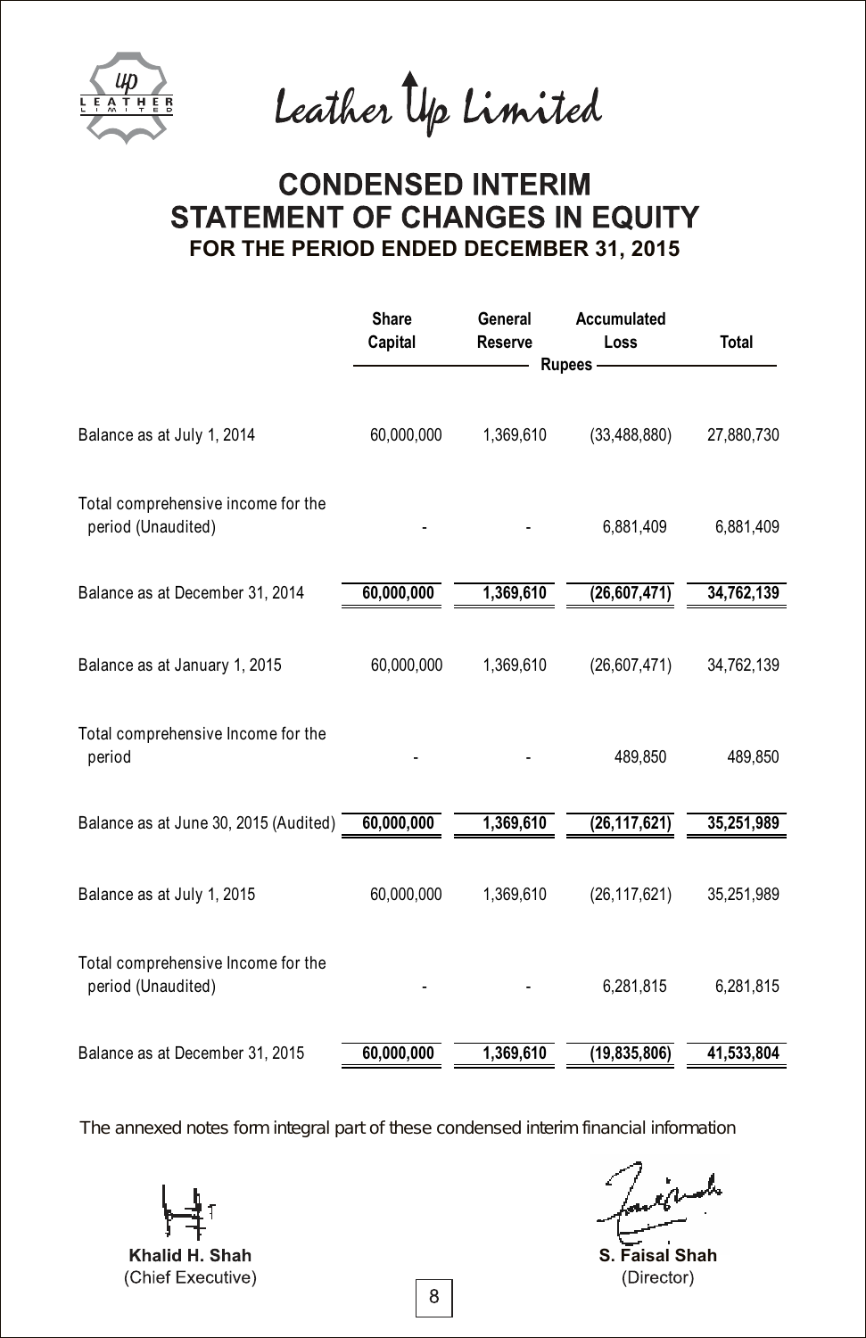Leather Up Limited

# CONDENSED INTERIM STATEMENT OF CHANGES IN EQUITY
## FOR THE PERIOD ENDED DECEMBER 31, 2015

| | Share Capital | General Reserve | Accumulated Loss | Total |
|---|---|---|---|---|
| | Rupees | | | |
| Balance as at July 1, 2014 | 60,000,000 | 1,369,610 | (33,488,880) | 27,880,730 |
| Total comprehensive income for the period (Unaudited) | - | - | 6,881,409 | 6,881,409 |
| Balance as at December 31, 2014 | **60,000,000** | **1,369,610** | **(26,607,471)** | **34,762,139** |
| Balance as at January 1, 2015 | 60,000,000 | 1,369,610 | (26,607,471) | 34,762,139 |
| Total comprehensive Income for the period | - | - | 489,850 | 489,850 |
| Balance as at June 30, 2015 (Audited) | **60,000,000** | **1,369,610** | **(26,117,621)** | **35,251,989** |
| Balance as at July 1, 2015 | 60,000,000 | 1,369,610 | (26,117,621) | 35,251,989 |
| Total comprehensive Income for the period (Unaudited) | - | - | 6,281,815 | 6,281,815 |
| Balance as at December 31, 2015 | **60,000,000** | **1,369,610** | **(19,835,806)** | **41,533,804** |

The annexed notes form integral part of these condensed interim financial information

**Khalid H. Shah**
(Chief Executive)

**S. Faisal Shah**
(Director)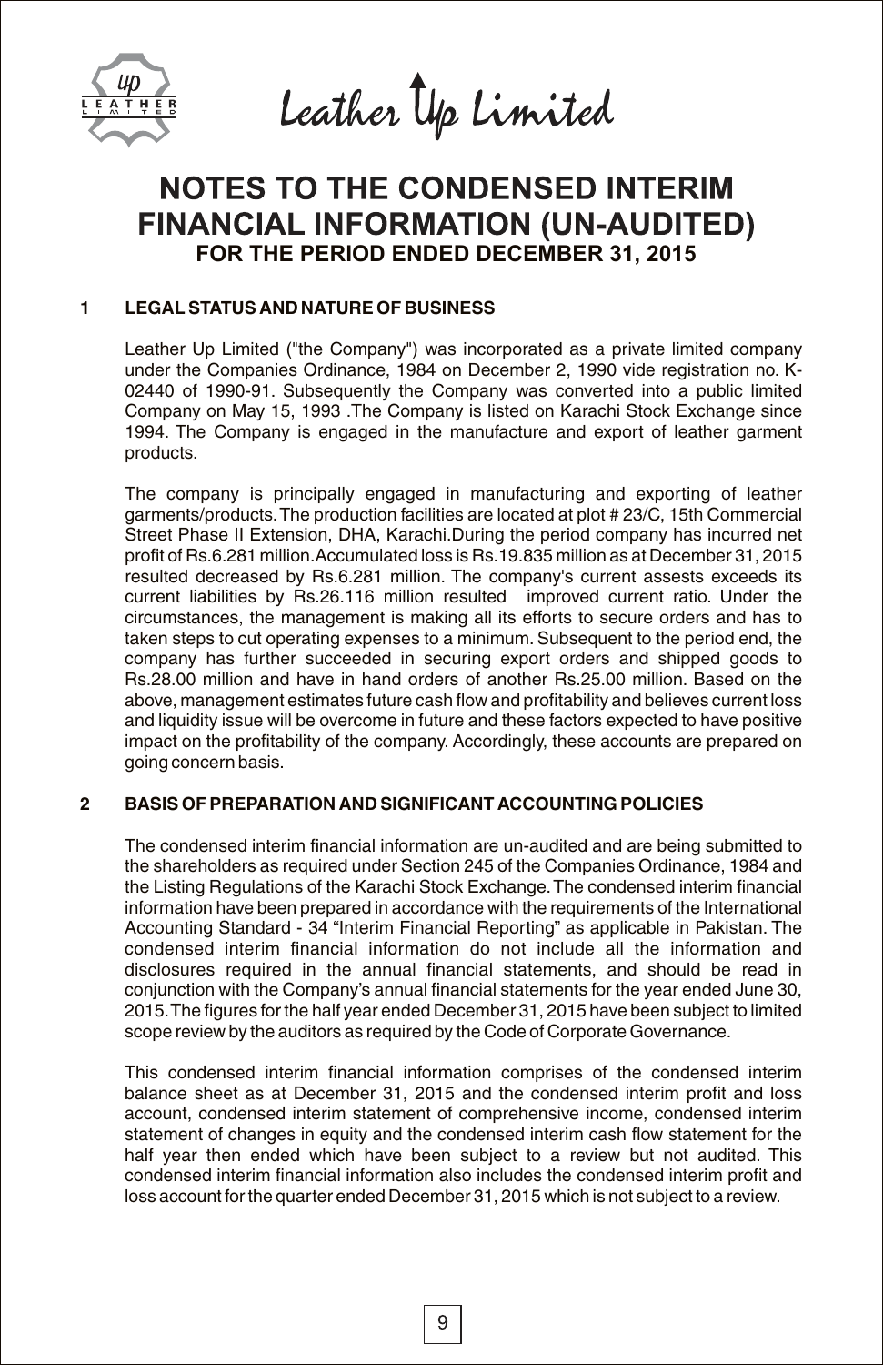# NOTES TO THE CONDENSED INTERIM FINANCIAL INFORMATION (UN-AUDITED)

## FOR THE PERIOD ENDED DECEMBER 31, 2015

### 1 LEGAL STATUS AND NATURE OF BUSINESS

Leather Up Limited ("the Company") was incorporated as a private limited company under the Companies Ordinance, 1984 on December 2, 1990 vide registration no. K-02440 of 1990-91. Subsequently the Company was converted into a public limited Company on May 15, 1993 .The Company is listed on Karachi Stock Exchange since 1994. The Company is engaged in the manufacture and export of leather garment products.

The company is principally engaged in manufacturing and exporting of leather garments/products. The production facilities are located at plot # 23/C, 15th Commercial Street Phase II Extension, DHA, Karachi.During the period company has incurred net profit of Rs.6.281 million.Accumulated loss is Rs.19.835 million as at December 31, 2015 resulted decreased by Rs.6.281 million. The company's current assests exceeds its current liabilities by Rs.26.116 million resulted improved current ratio. Under the circumstances, the management is making all its efforts to secure orders and has to taken steps to cut operating expenses to a minimum. Subsequent to the period end, the company has further succeeded in securing export orders and shipped goods to Rs.28.00 million and have in hand orders of another Rs.25.00 million. Based on the above, management estimates future cash flow and profitability and believes current loss and liquidity issue will be overcome in future and these factors expected to have positive impact on the profitability of the company. Accordingly, these accounts are prepared on going concern basis.

### 2 BASIS OF PREPARATION AND SIGNIFICANT ACCOUNTING POLICIES

The condensed interim financial information are un-audited and are being submitted to the shareholders as required under Section 245 of the Companies Ordinance, 1984 and the Listing Regulations of the Karachi Stock Exchange. The condensed interim financial information have been prepared in accordance with the requirements of the International Accounting Standard - 34 "Interim Financial Reporting" as applicable in Pakistan. The condensed interim financial information do not include all the information and disclosures required in the annual financial statements, and should be read in conjunction with the Company's annual financial statements for the year ended June 30, 2015. The figures for the half year ended December 31, 2015 have been subject to limited scope review by the auditors as required by the Code of Corporate Governance.

This condensed interim financial information comprises of the condensed interim balance sheet as at December 31, 2015 and the condensed interim profit and loss account, condensed interim statement of comprehensive income, condensed interim statement of changes in equity and the condensed interim cash flow statement for the half year then ended which have been subject to a review but not audited. This condensed interim financial information also includes the condensed interim profit and loss account for the quarter ended December 31, 2015 which is not subject to a review.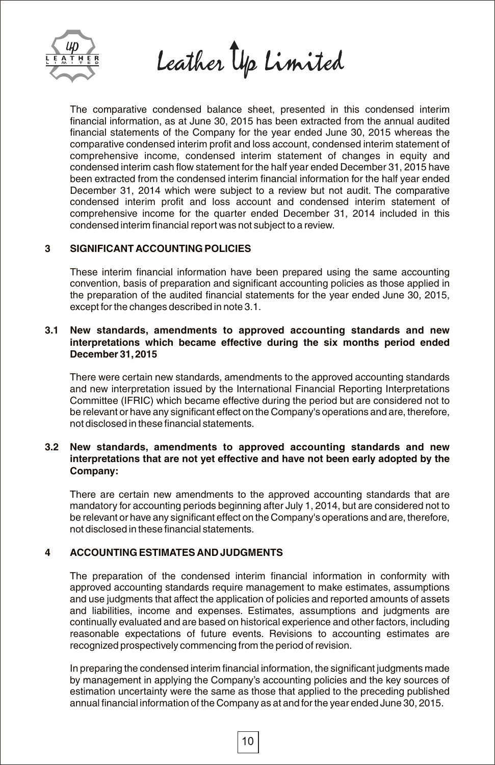The comparative condensed balance sheet, presented in this condensed interim financial information, as at June 30, 2015 has been extracted from the annual audited financial statements of the Company for the year ended June 30, 2015 whereas the comparative condensed interim profit and loss account, condensed interim statement of comprehensive income, condensed interim statement of changes in equity and condensed interim cash flow statement for the half year ended December 31, 2015 have been extracted from the condensed interim financial information for the half year ended December 31, 2014 which were subject to a review but not audit. The comparative condensed interim profit and loss account and condensed interim statement of comprehensive income for the quarter ended December 31, 2014 included in this condensed interim financial report was not subject to a review.

## 3 SIGNIFICANT ACCOUNTING POLICIES

These interim financial information have been prepared using the same accounting convention, basis of preparation and significant accounting policies as those applied in the preparation of the audited financial statements for the year ended June 30, 2015, except for the changes described in note 3.1.

### 3.1 New standards, amendments to approved accounting standards and new interpretations which became effective during the six months period ended December 31, 2015

There were certain new standards, amendments to the approved accounting standards and new interpretation issued by the International Financial Reporting Interpretations Committee (IFRIC) which became effective during the period but are considered not to be relevant or have any significant effect on the Company's operations and are, therefore, not disclosed in these financial statements.

### 3.2 New standards, amendments to approved accounting standards and new interpretations that are not yet effective and have not been early adopted by the Company:

There are certain new amendments to the approved accounting standards that are mandatory for accounting periods beginning after July 1, 2014, but are considered not to be relevant or have any significant effect on the Company's operations and are, therefore, not disclosed in these financial statements.

## 4 ACCOUNTING ESTIMATES AND JUDGMENTS

The preparation of the condensed interim financial information in conformity with approved accounting standards require management to make estimates, assumptions and use judgments that affect the application of policies and reported amounts of assets and liabilities, income and expenses. Estimates, assumptions and judgments are continually evaluated and are based on historical experience and other factors, including reasonable expectations of future events. Revisions to accounting estimates are recognized prospectively commencing from the period of revision.

In preparing the condensed interim financial information, the significant judgments made by management in applying the Company's accounting policies and the key sources of estimation uncertainty were the same as those that applied to the preceding published annual financial information of the Company as at and for the year ended June 30, 2015.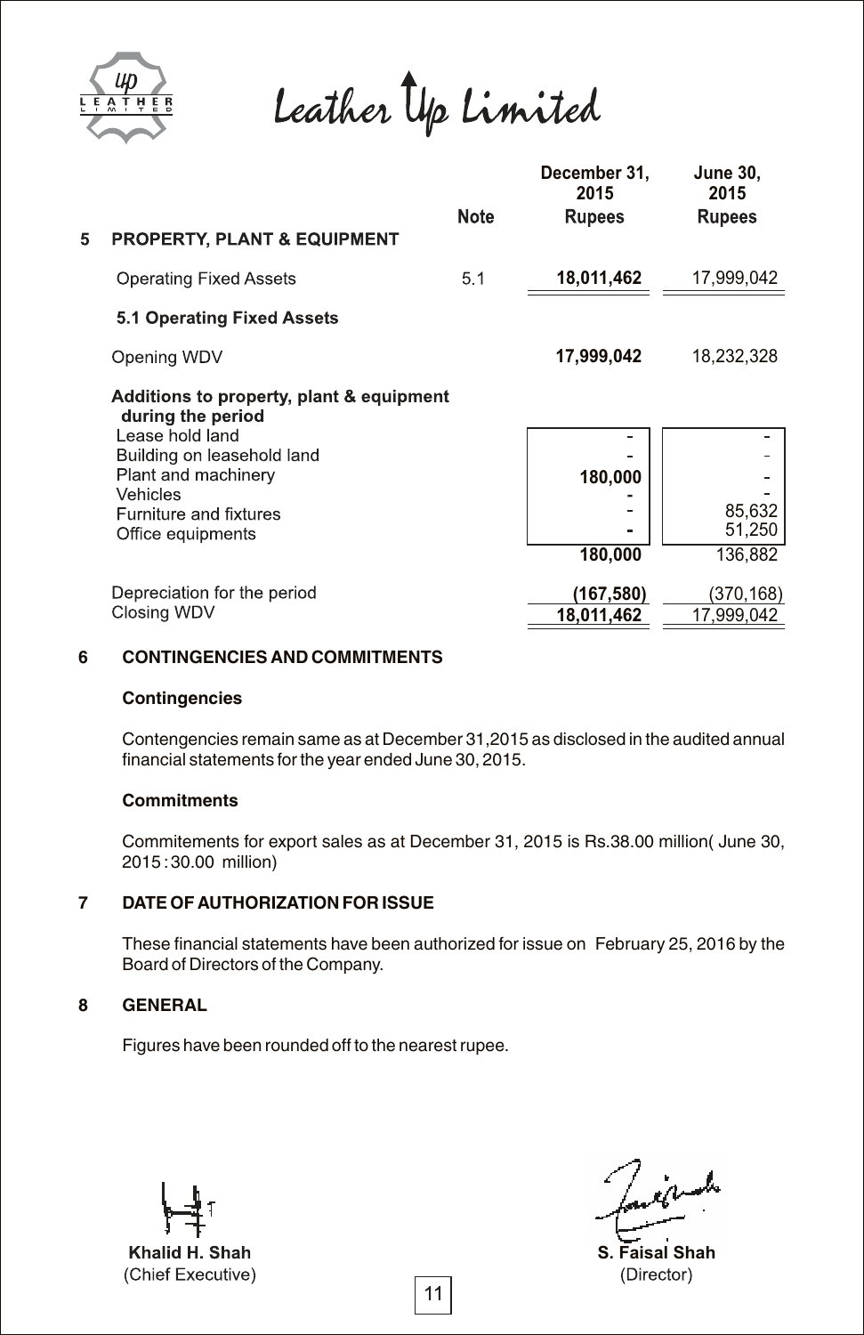# Leather Up Limited

| | | Note | December 31, 2015 Rupees | June 30, 2015 Rupees |
|---|---|---|---|---|
| **5** | **PROPERTY, PLANT & EQUIPMENT** | | | |
| | Operating Fixed Assets | 5.1 | **18,011,462** | 17,999,042 |
| | **5.1 Operating Fixed Assets** | | | |
| | Opening WDV | | **17,999,042** | 18,232,328 |
| | **Additions to property, plant & equipment during the period** | | | |
| | Lease hold land | | - | - |
| | Building on leasehold land | | - | - |
| | Plant and machinery | | **180,000** | - |
| | Vehicles | | - | - |
| | Furniture and fixtures | | - | 85,632 |
| | Office equipments | | - | 51,250 |
| | | | **180,000** | 136,882 |
| | Depreciation for the period | | **(167,580)** | (370,168) |
| | Closing WDV | | **18,011,462** | 17,999,042 |

## 6 CONTINGENCIES AND COMMITMENTS

**Contingencies**

Contengencies remain same as at December 31,2015 as disclosed in the audited annual financial statements for the year ended June 30, 2015.

**Commitments**

Commitements for export sales as at December 31, 2015 is Rs.38.00 million( June 30, 2015 : 30.00 million)

## 7 DATE OF AUTHORIZATION FOR ISSUE

These financial statements have been authorized for issue on February 25, 2016 by the Board of Directors of the Company.

## 8 GENERAL

Figures have been rounded off to the nearest rupee.

**Khalid H. Shah**
(Chief Executive)

**S. Faisal Shah**
(Director)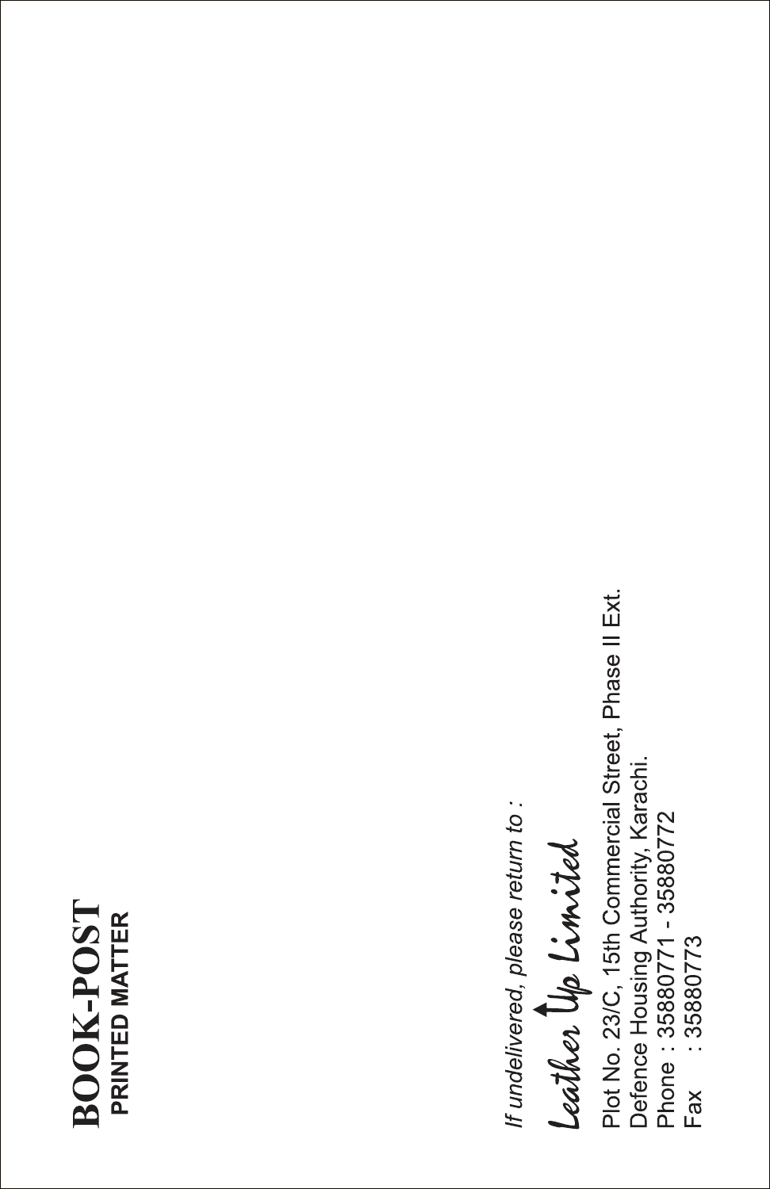**BOOK-POST**

**PRINTED MATTER**

*If undelivered, please return to :*

Leather Up Limited

Plot No. 23/C, 15th Commercial Street, Phase II Ext.
Defence Housing Authority, Karachi.
Phone : 35880771 - 35880772
Fax : 35880773